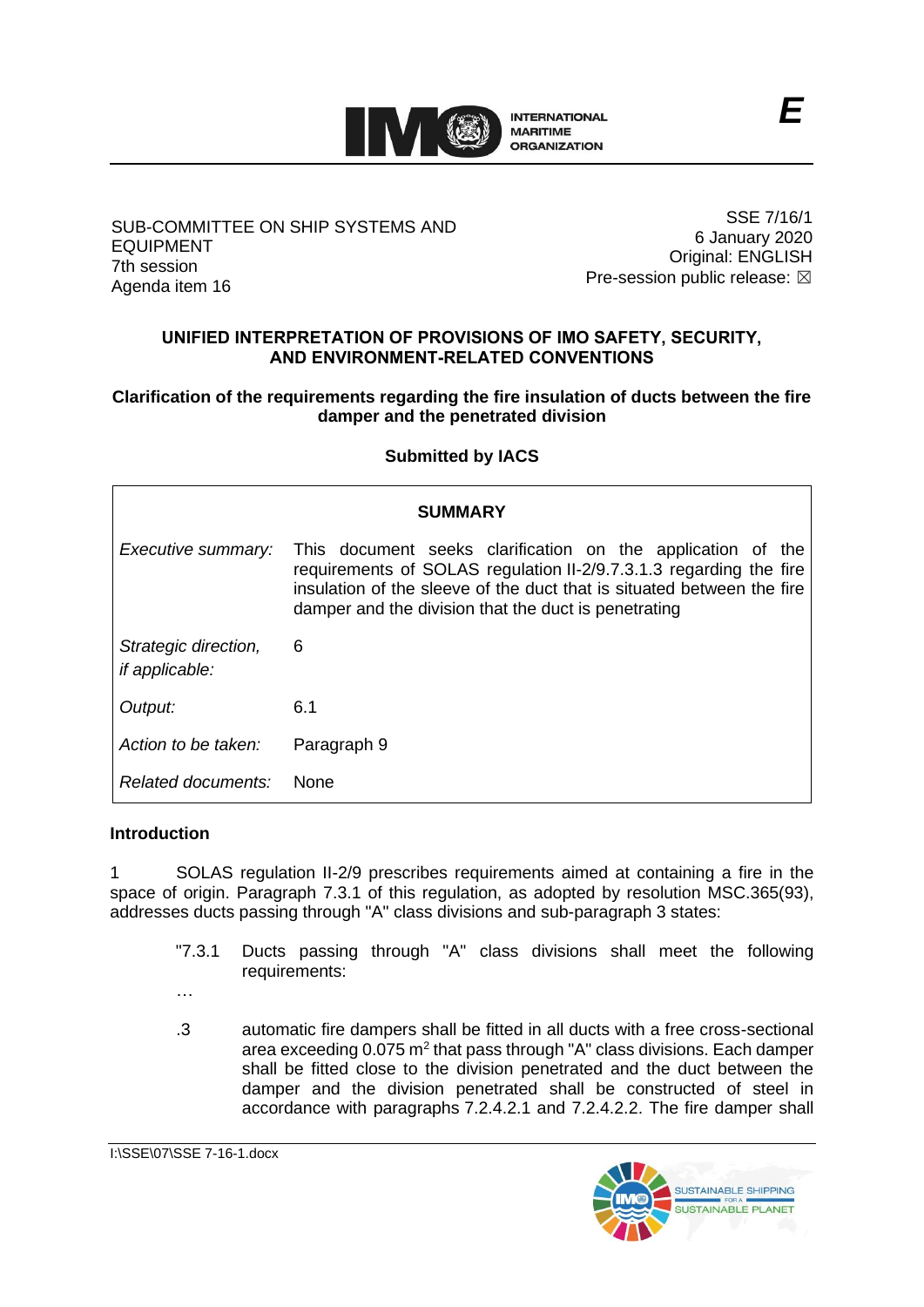E

SUB-COMMITTEE ON SHIP SYSTEMS AND EQUIPMENT
7th session
Agenda item 16

SSE 7/16/1
6 January 2020
Original: ENGLISH
Pre-session public release: ☒

## UNIFIED INTERPRETATION OF PROVISIONS OF IMO SAFETY, SECURITY, AND ENVIRONMENT-RELATED CONVENTIONS

### Clarification of the requirements regarding the fire insulation of ducts between the fire damper and the penetrated division

**Submitted by IACS**

| SUMMARY | |
|---|---|
| *Executive summary:* | This document seeks clarification on the application of the requirements of SOLAS regulation II-2/9.7.3.1.3 regarding the fire insulation of the sleeve of the duct that is situated between the fire damper and the division that the duct is penetrating |
| *Strategic direction, if applicable:* | 6 |
| *Output:* | 6.1 |
| *Action to be taken:* | Paragraph 9 |
| *Related documents:* | None |

**Introduction**

1 SOLAS regulation II-2/9 prescribes requirements aimed at containing a fire in the space of origin. Paragraph 7.3.1 of this regulation, as adopted by resolution MSC.365(93), addresses ducts passing through "A" class divisions and sub-paragraph 3 states:

> "7.3.1 Ducts passing through "A" class divisions shall meet the following requirements:
>
> …
>
> .3 automatic fire dampers shall be fitted in all ducts with a free cross-sectional area exceeding 0.075 $m^2$ that pass through "A" class divisions. Each damper shall be fitted close to the division penetrated and the duct between the damper and the division penetrated shall be constructed of steel in accordance with paragraphs 7.2.4.2.1 and 7.2.4.2.2. The fire damper shall

I:\SSE\07\SSE 7-16-1.docx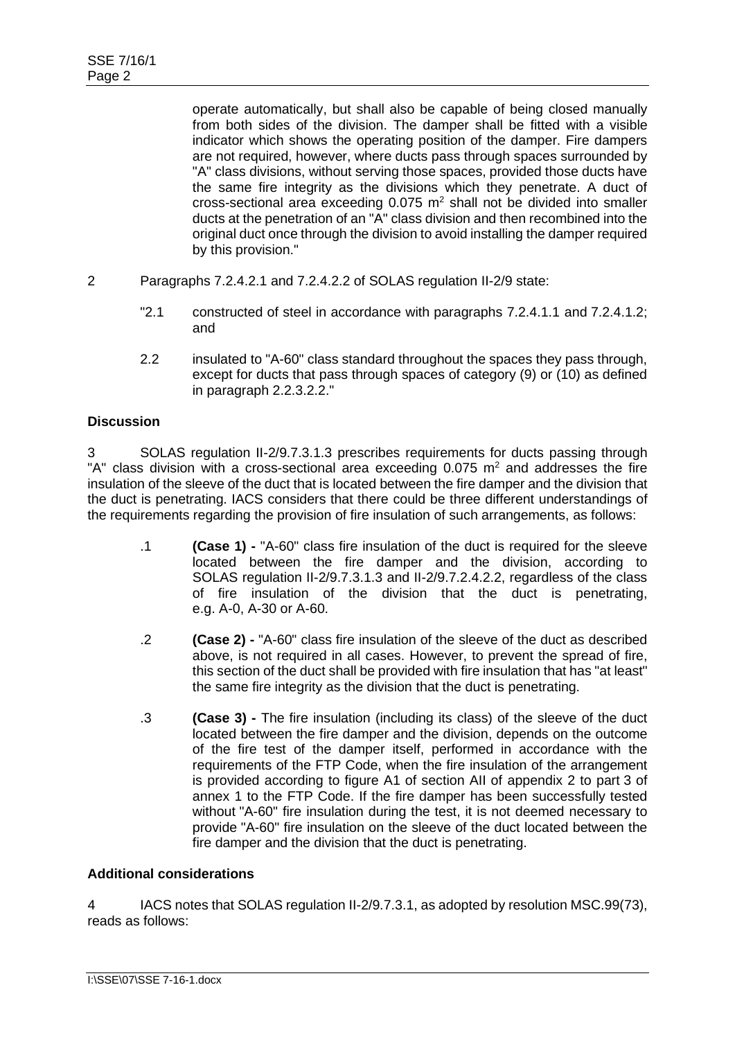operate automatically, but shall also be capable of being closed manually from both sides of the division. The damper shall be fitted with a visible indicator which shows the operating position of the damper. Fire dampers are not required, however, where ducts pass through spaces surrounded by "A" class divisions, without serving those spaces, provided those ducts have the same fire integrity as the divisions which they penetrate. A duct of cross-sectional area exceeding 0.075 $m^2$ shall not be divided into smaller ducts at the penetration of an "A" class division and then recombined into the original duct once through the division to avoid installing the damper required by this provision."

2 Paragraphs 7.2.4.2.1 and 7.2.4.2.2 of SOLAS regulation II-2/9 state:

> "2.1 constructed of steel in accordance with paragraphs 7.2.4.1.1 and 7.2.4.1.2; and
>
> 2.2 insulated to "A-60" class standard throughout the spaces they pass through, except for ducts that pass through spaces of category (9) or (10) as defined in paragraph 2.2.3.2.2."

### Discussion

3 SOLAS regulation II-2/9.7.3.1.3 prescribes requirements for ducts passing through "A" class division with a cross-sectional area exceeding 0.075 $m^2$ and addresses the fire insulation of the sleeve of the duct that is located between the fire damper and the division that the duct is penetrating. IACS considers that there could be three different understandings of the requirements regarding the provision of fire insulation of such arrangements, as follows:

.1 **(Case 1) -** "A-60" class fire insulation of the duct is required for the sleeve located between the fire damper and the division, according to SOLAS regulation II-2/9.7.3.1.3 and II-2/9.7.2.4.2.2, regardless of the class of fire insulation of the division that the duct is penetrating, e.g. A-0, A-30 or A-60.

.2 **(Case 2) -** "A-60" class fire insulation of the sleeve of the duct as described above, is not required in all cases. However, to prevent the spread of fire, this section of the duct shall be provided with fire insulation that has "at least" the same fire integrity as the division that the duct is penetrating.

.3 **(Case 3) -** The fire insulation (including its class) of the sleeve of the duct located between the fire damper and the division, depends on the outcome of the fire test of the damper itself, performed in accordance with the requirements of the FTP Code, when the fire insulation of the arrangement is provided according to figure A1 of section AII of appendix 2 to part 3 of annex 1 to the FTP Code. If the fire damper has been successfully tested without "A-60" fire insulation during the test, it is not deemed necessary to provide "A-60" fire insulation on the sleeve of the duct located between the fire damper and the division that the duct is penetrating.

### Additional considerations

4 IACS notes that SOLAS regulation II-2/9.7.3.1, as adopted by resolution MSC.99(73), reads as follows: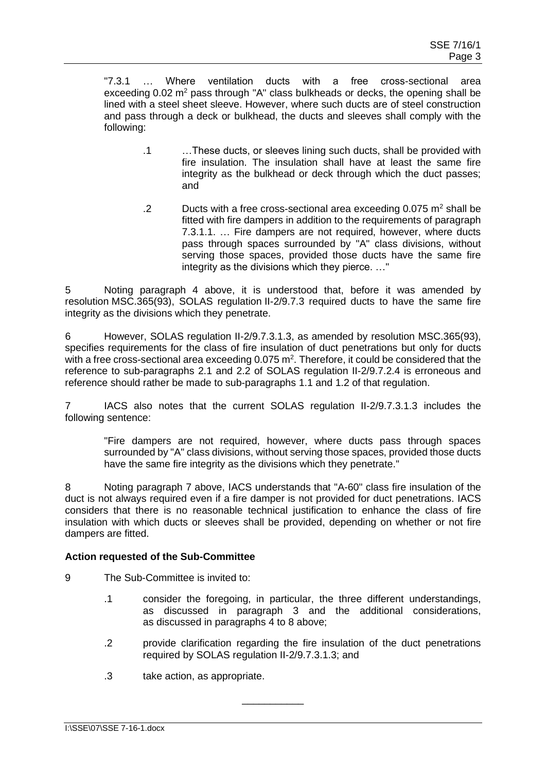"7.3.1 … Where ventilation ducts with a free cross-sectional area exceeding 0.02 m$^2$ pass through "A" class bulkheads or decks, the opening shall be lined with a steel sheet sleeve. However, where such ducts are of steel construction and pass through a deck or bulkhead, the ducts and sleeves shall comply with the following:

> .1 …These ducts, or sleeves lining such ducts, shall be provided with fire insulation. The insulation shall have at least the same fire integrity as the bulkhead or deck through which the duct passes; and
>
> .2 Ducts with a free cross-sectional area exceeding 0.075 m$^2$ shall be fitted with fire dampers in addition to the requirements of paragraph 7.3.1.1. … Fire dampers are not required, however, where ducts pass through spaces surrounded by "A" class divisions, without serving those spaces, provided those ducts have the same fire integrity as the divisions which they pierce. …"

5 Noting paragraph 4 above, it is understood that, before it was amended by resolution MSC.365(93), SOLAS regulation II-2/9.7.3 required ducts to have the same fire integrity as the divisions which they penetrate.

6 However, SOLAS regulation II-2/9.7.3.1.3, as amended by resolution MSC.365(93), specifies requirements for the class of fire insulation of duct penetrations but only for ducts with a free cross-sectional area exceeding 0.075 m$^2$. Therefore, it could be considered that the reference to sub-paragraphs 2.1 and 2.2 of SOLAS regulation II-2/9.7.2.4 is erroneous and reference should rather be made to sub-paragraphs 1.1 and 1.2 of that regulation.

7 IACS also notes that the current SOLAS regulation II-2/9.7.3.1.3 includes the following sentence:

> "Fire dampers are not required, however, where ducts pass through spaces surrounded by "A" class divisions, without serving those spaces, provided those ducts have the same fire integrity as the divisions which they penetrate."

8 Noting paragraph 7 above, IACS understands that "A-60" class fire insulation of the duct is not always required even if a fire damper is not provided for duct penetrations. IACS considers that there is no reasonable technical justification to enhance the class of fire insulation with which ducts or sleeves shall be provided, depending on whether or not fire dampers are fitted.

**Action requested of the Sub-Committee**

9 The Sub-Committee is invited to:

.1 consider the foregoing, in particular, the three different understandings, as discussed in paragraph 3 and the additional considerations, as discussed in paragraphs 4 to 8 above;

.2 provide clarification regarding the fire insulation of the duct penetrations required by SOLAS regulation II-2/9.7.3.1.3; and

.3 take action, as appropriate.

___________